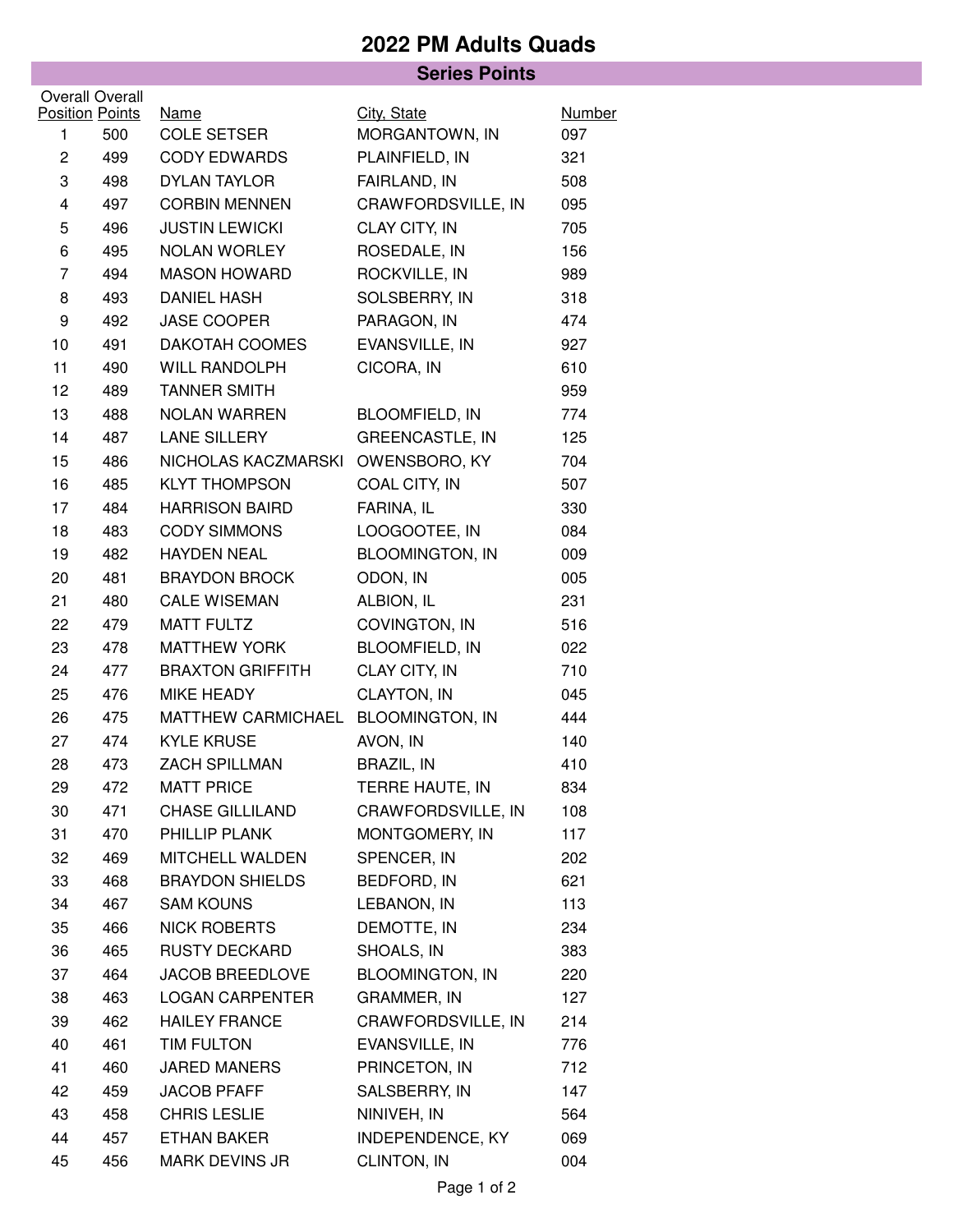# 2022 PM Adults Quads

## Series Points

| Overall Position | Overall Points | Name | City, State | Number |
|---|---|---|---|---|
| 1 | 500 | COLE SETSER | MORGANTOWN, IN | 097 |
| 2 | 499 | CODY EDWARDS | PLAINFIELD, IN | 321 |
| 3 | 498 | DYLAN TAYLOR | FAIRLAND, IN | 508 |
| 4 | 497 | CORBIN MENNEN | CRAWFORDSVILLE, IN | 095 |
| 5 | 496 | JUSTIN LEWICKI | CLAY CITY, IN | 705 |
| 6 | 495 | NOLAN WORLEY | ROSEDALE, IN | 156 |
| 7 | 494 | MASON HOWARD | ROCKVILLE, IN | 989 |
| 8 | 493 | DANIEL HASH | SOLSBERRY, IN | 318 |
| 9 | 492 | JASE COOPER | PARAGON, IN | 474 |
| 10 | 491 | DAKOTAH COOMES | EVANSVILLE, IN | 927 |
| 11 | 490 | WILL RANDOLPH | CICORA, IN | 610 |
| 12 | 489 | TANNER SMITH | | 959 |
| 13 | 488 | NOLAN WARREN | BLOOMFIELD, IN | 774 |
| 14 | 487 | LANE SILLERY | GREENCASTLE, IN | 125 |
| 15 | 486 | NICHOLAS KACZMARSKI | OWENSBORO, KY | 704 |
| 16 | 485 | KLYT THOMPSON | COAL CITY, IN | 507 |
| 17 | 484 | HARRISON BAIRD | FARINA, IL | 330 |
| 18 | 483 | CODY SIMMONS | LOOGOOTEE, IN | 084 |
| 19 | 482 | HAYDEN NEAL | BLOOMINGTON, IN | 009 |
| 20 | 481 | BRAYDON BROCK | ODON, IN | 005 |
| 21 | 480 | CALE WISEMAN | ALBION, IL | 231 |
| 22 | 479 | MATT FULTZ | COVINGTON, IN | 516 |
| 23 | 478 | MATTHEW YORK | BLOOMFIELD, IN | 022 |
| 24 | 477 | BRAXTON GRIFFITH | CLAY CITY, IN | 710 |
| 25 | 476 | MIKE HEADY | CLAYTON, IN | 045 |
| 26 | 475 | MATTHEW CARMICHAEL | BLOOMINGTON, IN | 444 |
| 27 | 474 | KYLE KRUSE | AVON, IN | 140 |
| 28 | 473 | ZACH SPILLMAN | BRAZIL, IN | 410 |
| 29 | 472 | MATT PRICE | TERRE HAUTE, IN | 834 |
| 30 | 471 | CHASE GILLILAND | CRAWFORDSVILLE, IN | 108 |
| 31 | 470 | PHILLIP PLANK | MONTGOMERY, IN | 117 |
| 32 | 469 | MITCHELL WALDEN | SPENCER, IN | 202 |
| 33 | 468 | BRAYDON SHIELDS | BEDFORD, IN | 621 |
| 34 | 467 | SAM KOUNS | LEBANON, IN | 113 |
| 35 | 466 | NICK ROBERTS | DEMOTTE, IN | 234 |
| 36 | 465 | RUSTY DECKARD | SHOALS, IN | 383 |
| 37 | 464 | JACOB BREEDLOVE | BLOOMINGTON, IN | 220 |
| 38 | 463 | LOGAN CARPENTER | GRAMMER, IN | 127 |
| 39 | 462 | HAILEY FRANCE | CRAWFORDSVILLE, IN | 214 |
| 40 | 461 | TIM FULTON | EVANSVILLE, IN | 776 |
| 41 | 460 | JARED MANERS | PRINCETON, IN | 712 |
| 42 | 459 | JACOB PFAFF | SALSBERRY, IN | 147 |
| 43 | 458 | CHRIS LESLIE | NINIVEH, IN | 564 |
| 44 | 457 | ETHAN BAKER | INDEPENDENCE, KY | 069 |
| 45 | 456 | MARK DEVINS JR | CLINTON, IN | 004 |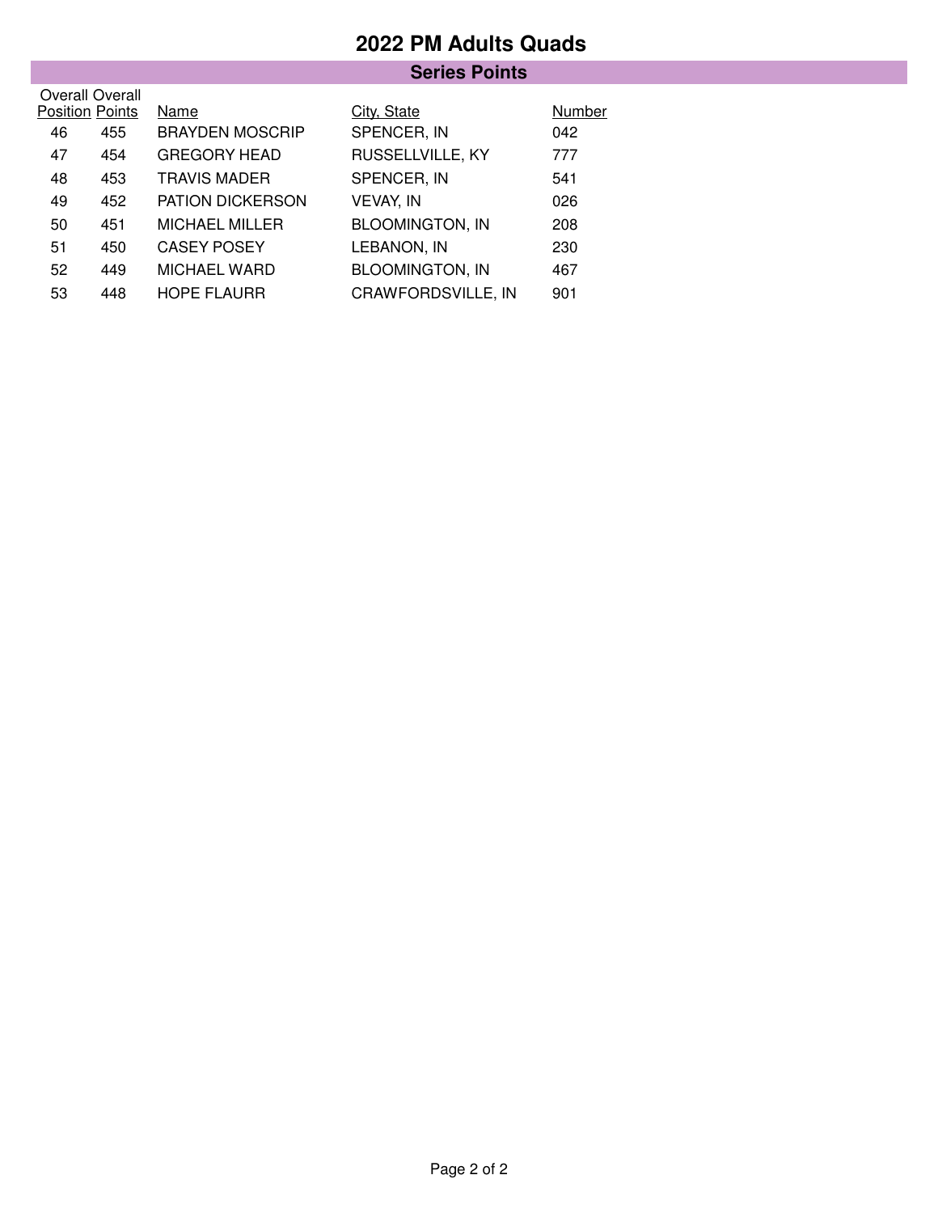# 2022 PM Adults Quads

## Series Points

| Overall Position | Overall Points | Name | City, State | Number |
|---|---|---|---|---|
| 46 | 455 | BRAYDEN MOSCRIP | SPENCER, IN | 042 |
| 47 | 454 | GREGORY HEAD | RUSSELLVILLE, KY | 777 |
| 48 | 453 | TRAVIS MADER | SPENCER, IN | 541 |
| 49 | 452 | PATION DICKERSON | VEVAY, IN | 026 |
| 50 | 451 | MICHAEL MILLER | BLOOMINGTON, IN | 208 |
| 51 | 450 | CASEY POSEY | LEBANON, IN | 230 |
| 52 | 449 | MICHAEL WARD | BLOOMINGTON, IN | 467 |
| 53 | 448 | HOPE FLAURR | CRAWFORDSVILLE, IN | 901 |